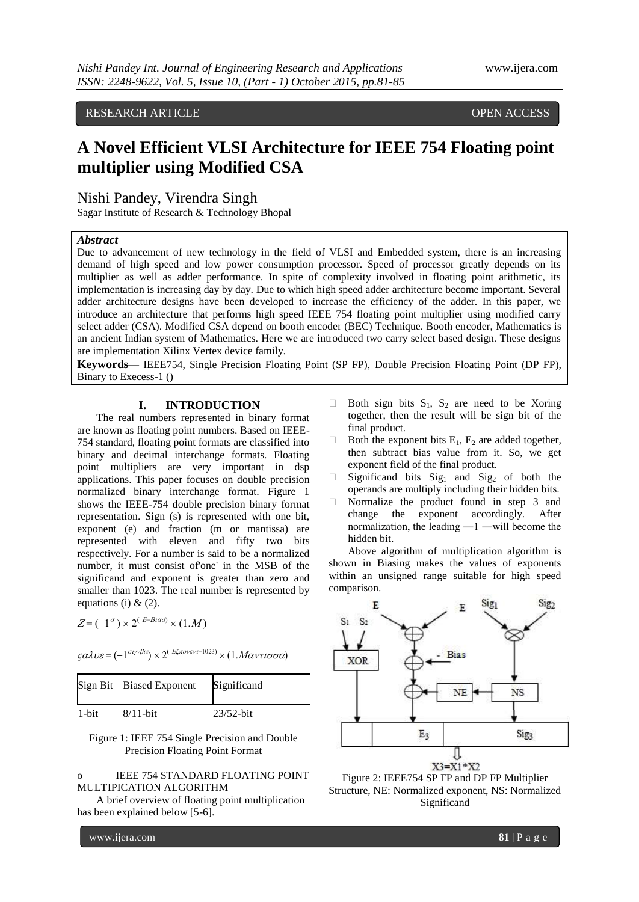RESEARCH ARTICLE OPEN ACCESS

# A Novel Efficient VLSI Architecture for IEEE 754 Floating point multiplier using Modified CSA

Nishi Pandey, Virendra Singh

Sagar Institute of Research & Technology Bhopal

***Abstract***

Due to advancement of new technology in the field of VLSI and Embedded system, there is an increasing demand of high speed and low power consumption processor. Speed of processor greatly depends on its multiplier as well as adder performance. In spite of complexity involved in floating point arithmetic, its implementation is increasing day by day. Due to which high speed adder architecture become important. Several adder architecture designs have been developed to increase the efficiency of the adder. In this paper, we introduce an architecture that performs high speed IEEE 754 floating point multiplier using modified carry select adder (CSA). Modified CSA depend on booth encoder (BEC) Technique. Booth encoder, Mathematics is an ancient Indian system of Mathematics. Here we are introduced two carry select based design. These designs are implementation Xilinx Vertex device family.

**Keywords**— IEEE754, Single Precision Floating Point (SP FP), Double Precision Floating Point (DP FP), Binary to Execess-1 ()

## I. INTRODUCTION

The real numbers represented in binary format are known as floating point numbers. Based on IEEE-754 standard, floating point formats are classified into binary and decimal interchange formats. Floating point multipliers are very important in dsp applications. This paper focuses on double precision normalized binary interchange format. Figure 1 shows the IEEE-754 double precision binary format representation. Sign (s) is represented with one bit, exponent (e) and fraction (m or mantissa) are represented with eleven and fifty two bits respectively. For a number is said to be a normalized number, it must consist of'one' in the MSB of the significand and exponent is greater than zero and smaller than 1023. The real number is represented by equations (i) & (2).

$$Z = (-1^{\sigma}) \times 2^{(E - B\iota\alpha\sigma)} \times (1.M)$$

$$\varsigma\alpha\lambda\upsilon\varepsilon = (-1^{\sigma\iota\gamma\nu\beta\iota\tau}) \times 2^{(E\xi\pi o\nu\varepsilon\nu\tau - 1023)} \times (1.M\alpha\nu\tau\iota\sigma\sigma\alpha)$$

| Sign Bit | Biased Exponent | Significand |
|---|---|---|
| 1-bit | 8/11-bit | 23/52-bit |

Figure 1: IEEE 754 Single Precision and Double Precision Floating Point Format

o IEEE 754 STANDARD FLOATING POINT MULTIPICATION ALGORITHM

A brief overview of floating point multiplication has been explained below [5-6].

- Both sign bits $S_1$, $S_2$ are need to be Xoring together, then the result will be sign bit of the final product.
- Both the exponent bits $E_1$, $E_2$ are added together, then subtract bias value from it. So, we get exponent field of the final product.
- Significand bits $Sig_1$ and $Sig_2$ of both the operands are multiply including their hidden bits.
- Normalize the product found in step 3 and change the exponent accordingly. After normalization, the leading ―1 ―will become the hidden bit.

Above algorithm of multiplication algorithm is shown in Biasing makes the values of exponents within an unsigned range suitable for high speed comparison.

Figure 2: IEEE754 SP FP and DP FP Multiplier Structure, NE: Normalized exponent, NS: Normalized Significand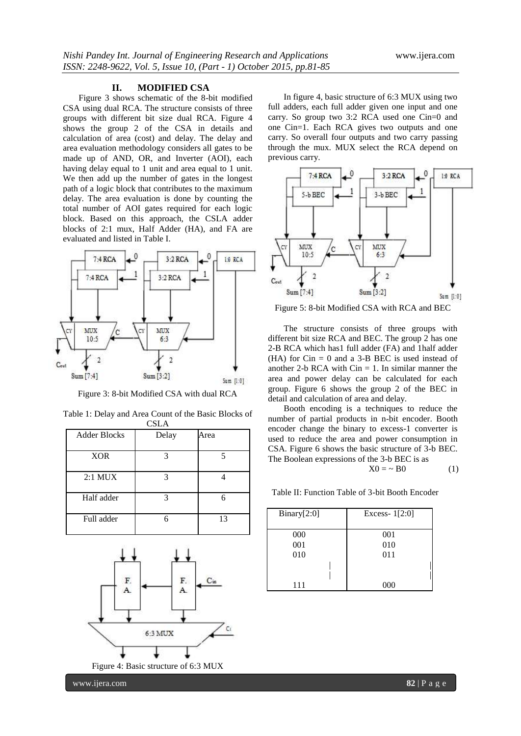## II. MODIFIED CSA

Figure 3 shows schematic of the 8-bit modified CSA using dual RCA. The structure consists of three groups with different bit size dual RCA. Figure 4 shows the group 2 of the CSA in details and calculation of area (cost) and delay. The delay and area evaluation methodology considers all gates to be made up of AND, OR, and Inverter (AOI), each having delay equal to 1 unit and area equal to 1 unit. We then add up the number of gates in the longest path of a logic block that contributes to the maximum delay. The area evaluation is done by counting the total number of AOI gates required for each logic block. Based on this approach, the CSLA adder blocks of 2:1 mux, Half Adder (HA), and FA are evaluated and listed in Table I.

Figure 3: 8-bit Modified CSA with dual RCA

Table 1: Delay and Area Count of the Basic Blocks of CSLA

| Adder Blocks | Delay | Area |
|---|---|---|
| XOR | 3 | 5 |
| 2:1 MUX | 3 | 4 |
| Half adder | 3 | 6 |
| Full adder | 6 | 13 |

Figure 4: Basic structure of 6:3 MUX

In figure 4, basic structure of 6:3 MUX using two full adders, each full adder given one input and one carry. So group two 3:2 RCA used one Cin=0 and one Cin=1. Each RCA gives two outputs and one carry. So overall four outputs and two carry passing through the mux. MUX select the RCA depend on previous carry.

Figure 5: 8-bit Modified CSA with RCA and BEC

The structure consists of three groups with different bit size RCA and BEC. The group 2 has one 2-B RCA which has1 full adder (FA) and 1half adder (HA) for Cin = 0 and a 3-B BEC is used instead of another 2-b RCA with Cin = 1. In similar manner the area and power delay can be calculated for each group. Figure 6 shows the group 2 of the BEC in detail and calculation of area and delay.

Booth encoding is a techniques to reduce the number of partial products in n-bit encoder. Booth encoder change the binary to excess-1 converter is used to reduce the area and power consumption in CSA. Figure 6 shows the basic structure of 3-b BEC. The Boolean expressions of the 3-b BEC is as

$$X0 = \sim B0 \quad (1)$$

Table II: Function Table of 3-bit Booth Encoder

| Binary[2:0] | Excess- 1[2:0] |
|---|---|
| 000 | 001 |
| 001 | 010 |
| 010 | 011 |
| \| | \| |
| \| | \| |
| 111 | 000 |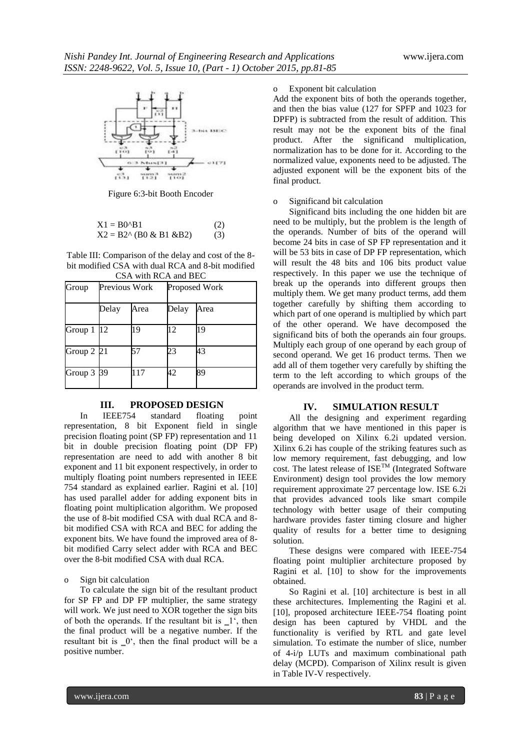Figure 6:3-bit Booth Encoder

$$X1 = B0 \wedge B1 \quad (2)$$
$$X2 = B2 \wedge (B0 \,\&\, B1 \,\&\, B2) \quad (3)$$

Table III: Comparison of the delay and cost of the 8-bit modified CSA with dual RCA and 8-bit modified CSA with RCA and BEC

| Group | Previous Work | | Proposed Work | |
|---|---|---|---|---|
| | Delay | Area | Delay | Area |
| Group 1 | 12 | 19 | 12 | 19 |
| Group 2 | 21 | 57 | 23 | 43 |
| Group 3 | 39 | 117 | 42 | 89 |

## III. PROPOSED DESIGN

In IEEE754 standard floating point representation, 8 bit Exponent field in single precision floating point (SP FP) representation and 11 bit in double precision floating point (DP FP) representation are need to add with another 8 bit exponent and 11 bit exponent respectively, in order to multiply floating point numbers represented in IEEE 754 standard as explained earlier. Ragini et al. [10] has used parallel adder for adding exponent bits in floating point multiplication algorithm. We proposed the use of 8-bit modified CSA with dual RCA and 8-bit modified CSA with RCA and BEC for adding the exponent bits. We have found the improved area of 8-bit modified Carry select adder with RCA and BEC over the 8-bit modified CSA with dual RCA.

- Sign bit calculation

To calculate the sign bit of the resultant product for SP FP and DP FP multiplier, the same strategy will work. We just need to XOR together the sign bits of both the operands. If the resultant bit is ‗1‘, then the final product will be a negative number. If the resultant bit is ‗0‘, then the final product will be a positive number.

- Exponent bit calculation

Add the exponent bits of both the operands together, and then the bias value (127 for SPFP and 1023 for DPFP) is subtracted from the result of addition. This result may not be the exponent bits of the final product. After the significand multiplication, normalization has to be done for it. According to the normalized value, exponents need to be adjusted. The adjusted exponent will be the exponent bits of the final product.

- Significand bit calculation

Significand bits including the one hidden bit are need to be multiply, but the problem is the length of the operands. Number of bits of the operand will become 24 bits in case of SP FP representation and it will be 53 bits in case of DP FP representation, which will result the 48 bits and 106 bits product value respectively. In this paper we use the technique of break up the operands into different groups then multiply them. We get many product terms, add them together carefully by shifting them according to which part of one operand is multiplied by which part of the other operand. We have decomposed the significand bits of both the operands ain four groups. Multiply each group of one operand by each group of second operand. We get 16 product terms. Then we add all of them together very carefully by shifting the term to the left according to which groups of the operands are involved in the product term.

## IV. SIMULATION RESULT

All the designing and experiment regarding algorithm that we have mentioned in this paper is being developed on Xilinx 6.2i updated version. Xilinx 6.2i has couple of the striking features such as low memory requirement, fast debugging, and low cost. The latest release of ISE™ (Integrated Software Environment) design tool provides the low memory requirement approximate 27 percentage low. ISE 6.2i that provides advanced tools like smart compile technology with better usage of their computing hardware provides faster timing closure and higher quality of results for a better time to designing solution.

These designs were compared with IEEE-754 floating point multiplier architecture proposed by Ragini et al. [10] to show for the improvements obtained.

So Ragini et al. [10] architecture is best in all these architectures. Implementing the Ragini et al. [10], proposed architecture IEEE-754 floating point design has been captured by VHDL and the functionality is verified by RTL and gate level simulation. To estimate the number of slice, number of 4-i/p LUTs and maximum combinational path delay (MCPD). Comparison of Xilinx result is given in Table IV-V respectively.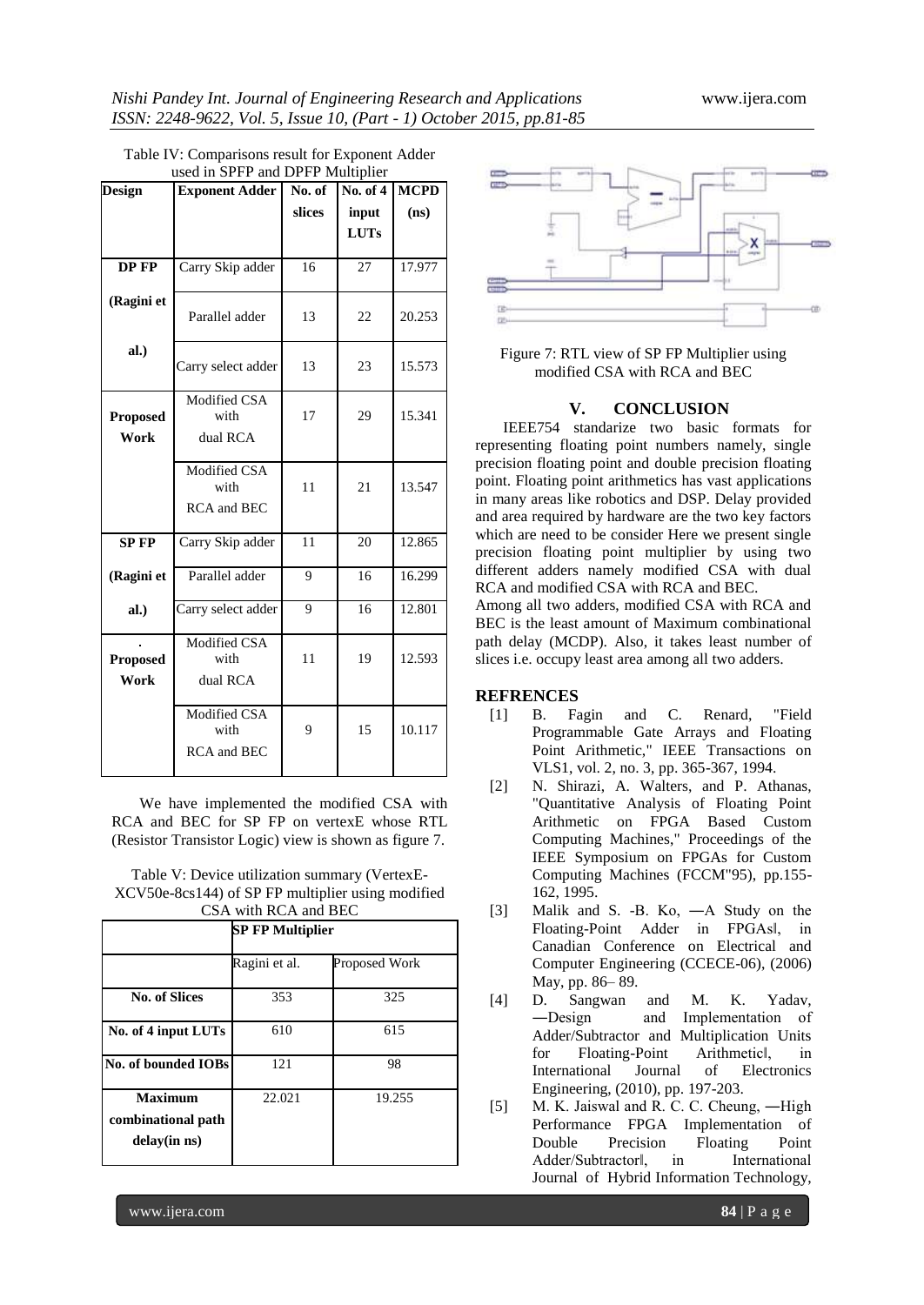Table IV: Comparisons result for Exponent Adder used in SPFP and DPFP Multiplier

| Design | Exponent Adder | No. of slices | No. of 4 input LUTs | MCPD (ns) |
|---|---|---|---|---|
| DP FP (Ragini et al.) | Carry Skip adder | 16 | 27 | 17.977 |
| | Parallel adder | 13 | 22 | 20.253 |
| | Carry select adder | 13 | 23 | 15.573 |
| Proposed Work | Modified CSA with dual RCA | 17 | 29 | 15.341 |
| | Modified CSA with RCA and BEC | 11 | 21 | 13.547 |
| SP FP (Ragini et al.) | Carry Skip adder | 11 | 20 | 12.865 |
| | Parallel adder | 9 | 16 | 16.299 |
| | Carry select adder | 9 | 16 | 12.801 |
| Proposed Work | Modified CSA with dual RCA | 11 | 19 | 12.593 |
| | Modified CSA with RCA and BEC | 9 | 15 | 10.117 |

We have implemented the modified CSA with RCA and BEC for SP FP on vertexE whose RTL (Resistor Transistor Logic) view is shown as figure 7.

Table V: Device utilization summary (VertexE-XCV50e-8cs144) of SP FP multiplier using modified CSA with RCA and BEC

| | SP FP Multiplier | |
|---|---|---|
| | Ragini et al. | Proposed Work |
| No. of Slices | 353 | 325 |
| No. of 4 input LUTs | 610 | 615 |
| No. of bounded IOBs | 121 | 98 |
| Maximum combinational path delay(in ns) | 22.021 | 19.255 |

Figure 7: RTL view of SP FP Multiplier using modified CSA with RCA and BEC

## V. CONCLUSION

IEEE754 standarize two basic formats for representing floating point numbers namely, single precision floating point and double precision floating point. Floating point arithmetics has vast applications in many areas like robotics and DSP. Delay provided and area required by hardware are the two key factors which are need to be consider Here we present single precision floating point multiplier by using two different adders namely modified CSA with dual RCA and modified CSA with RCA and BEC.

Among all two adders, modified CSA with RCA and BEC is the least amount of Maximum combinational path delay (MCDP). Also, it takes least number of slices i.e. occupy least area among all two adders.

## REFRENCES

[1] B. Fagin and C. Renard, "Field Programmable Gate Arrays and Floating Point Arithmetic," IEEE Transactions on VLS1, vol. 2, no. 3, pp. 365-367, 1994.

[2] N. Shirazi, A. Walters, and P. Athanas, "Quantitative Analysis of Floating Point Arithmetic on FPGA Based Custom Computing Machines," Proceedings of the IEEE Symposium on FPGAs for Custom Computing Machines (FCCM"95), pp.155-162, 1995.

[3] Malik and S. -B. Ko, ―A Study on the Floating-Point Adder in FPGAs‖, in Canadian Conference on Electrical and Computer Engineering (CCECE-06), (2006) May, pp. 86– 89.

[4] D. Sangwan and M. K. Yadav, ―Design and Implementation of Adder/Subtractor and Multiplication Units for Floating-Point Arithmetic‖, in International Journal of Electronics Engineering, (2010), pp. 197-203.

[5] M. K. Jaiswal and R. C. C. Cheung, ―High Performance FPGA Implementation of Double Precision Floating Point Adder/Subtractor‖, in International Journal of Hybrid Information Technology,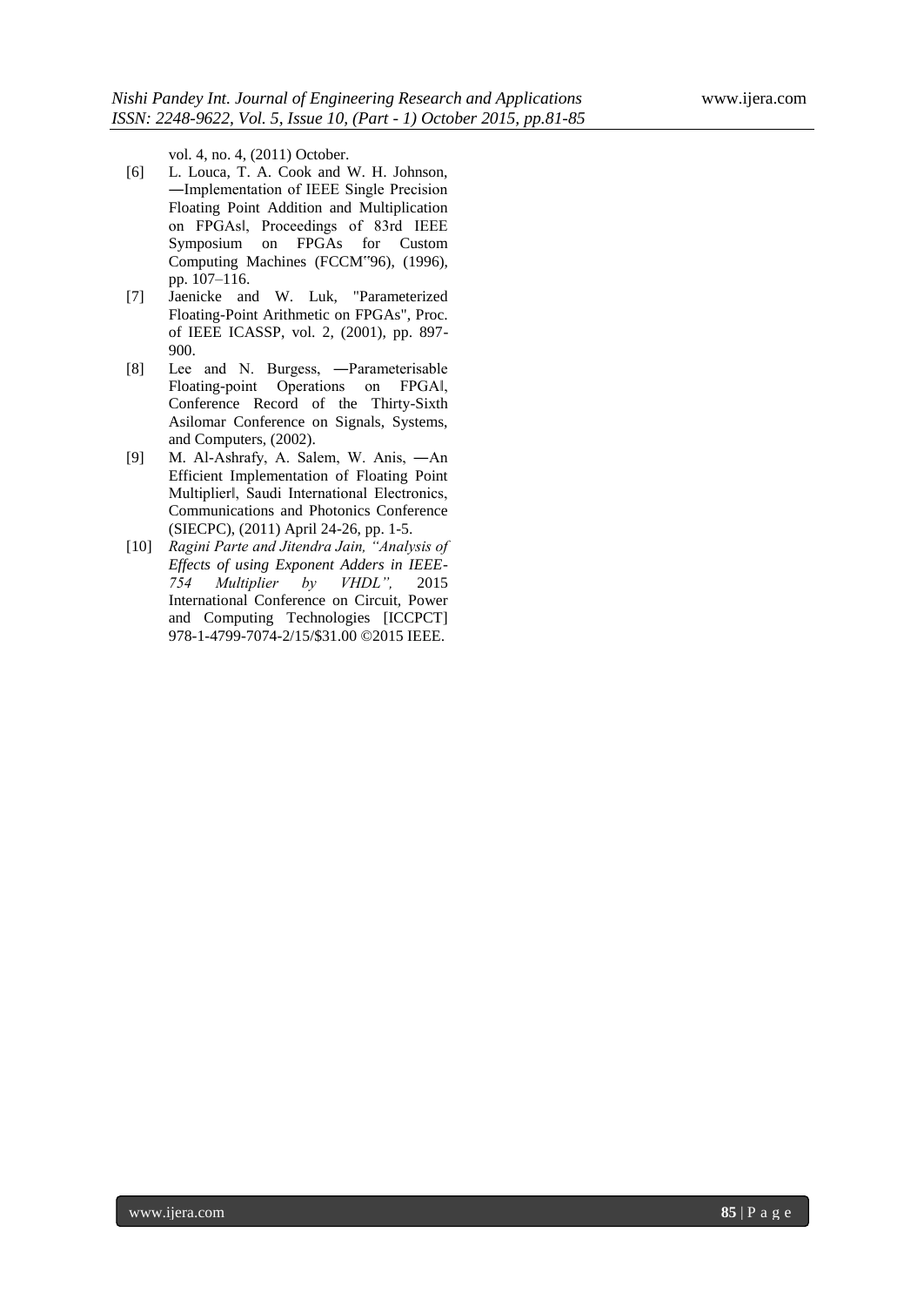vol. 4, no. 4, (2011) October.

[6] L. Louca, T. A. Cook and W. H. Johson, ―Implementation of IEEE Single Precision Floating Point Addition and Multiplication on FPGAs‖, Proceedings of 83rd IEEE Symposium on FPGAs for Custom Computing Machines (FCCM‟96), (1996), pp. 107–116.

[7] Jaenicke and W. Luk, "Parameterized Floating-Point Arithmetic on FPGAs", Proc. of IEEE ICASSP, vol. 2, (2001), pp. 897-900.

[8] Lee and N. Burgess, ―Parameterisable Floating-point Operations on FPGA‖, Conference Record of the Thirty-Sixth Asilomar Conference on Signals, Systems, and Computers, (2002).

[9] M. Al-Ashrafy, A. Salem, W. Anis, ―An Efficient Implementation of Floating Point Multiplier‖, Saudi International Electronics, Communications and Photonics Conference (SIECPC), (2011) April 24-26, pp. 1-5.

[10] *Ragini Parte and Jitendra Jain, "Analysis of Effects of using Exponent Adders in IEEE-754 Multiplier by VHDL",* 2015 International Conference on Circuit, Power and Computing Technologies [ICCPCT] 978-1-4799-7074-2/15/$31.00 ©2015 IEEE.